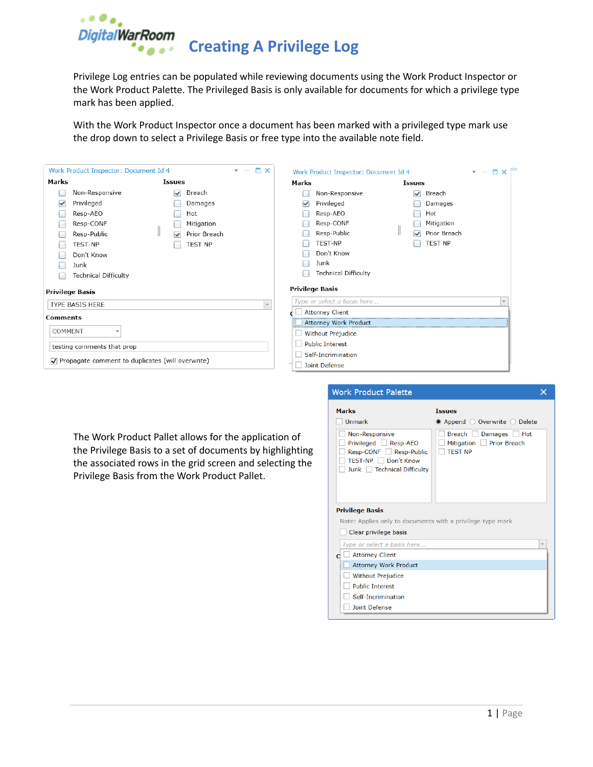# Creating A Privilege Log

Privilege Log entries can be populated while reviewing documents using the Work Product Inspector or the Work Product Palette. The Privileged Basis is only available for documents for which a privilege type mark has been applied.

With the Work Product Inspector once a document has been marked with a privileged type mark use the drop down to select a Privilege Basis or free type into the available note field.

The Work Product Pallet allows for the application of the Privilege Basis to a set of documents by highlighting the associated rows in the grid screen and selecting the Privilege Basis from the Work Product Pallet.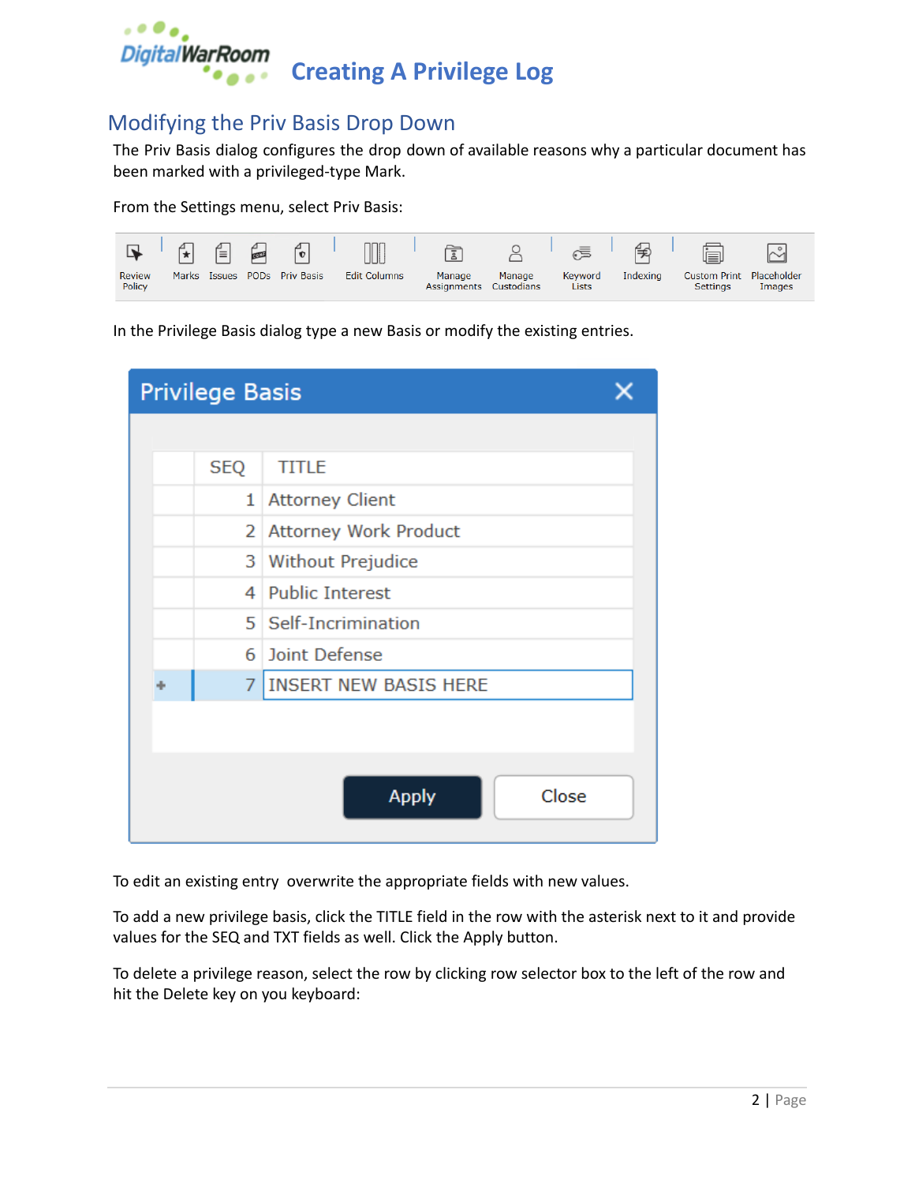# Creating A Privilege Log

## Modifying the Priv Basis Drop Down

The Priv Basis dialog configures the drop down of available reasons why a particular document has been marked with a privileged-type Mark.

From the Settings menu, select Priv Basis:

Review Policy | Marks | Issues | PODs | Priv Basis | Edit Columns | Manage Assignments | Manage Custodians | Keyword Lists | Indexing | Custom Print Settings | Placeholder Images

In the Privilege Basis dialog type a new Basis or modify the existing entries.

**Privilege Basis**

| | SEQ | TITLE |
|---|---|---|
| | 1 | Attorney Client |
| | 2 | Attorney Work Product |
| | 3 | Without Prejudice |
| | 4 | Public Interest |
| | 5 | Self-Incrimination |
| | 6 | Joint Defense |
| * | 7 | INSERT NEW BASIS HERE |

Apply | Close

To edit an existing entry overwrite the appropriate fields with new values.

To add a new privilege basis, click the TITLE field in the row with the asterisk next to it and provide values for the SEQ and TXT fields as well. Click the Apply button.

To delete a privilege reason, select the row by clicking row selector box to the left of the row and hit the Delete key on you keyboard: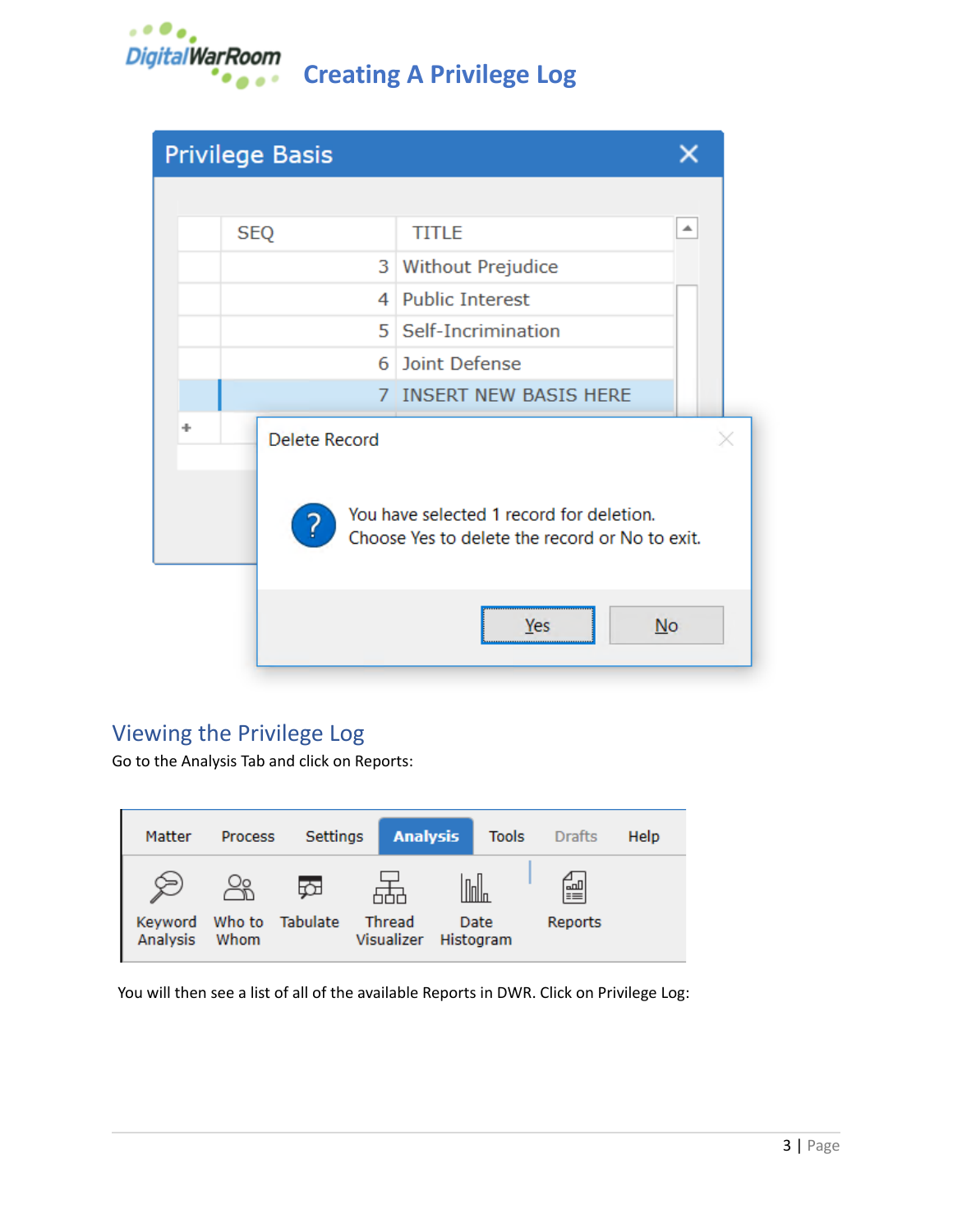## Viewing the Privilege Log

Go to the Analysis Tab and click on Reports:

You will then see a list of all of the available Reports in DWR. Click on Privilege Log: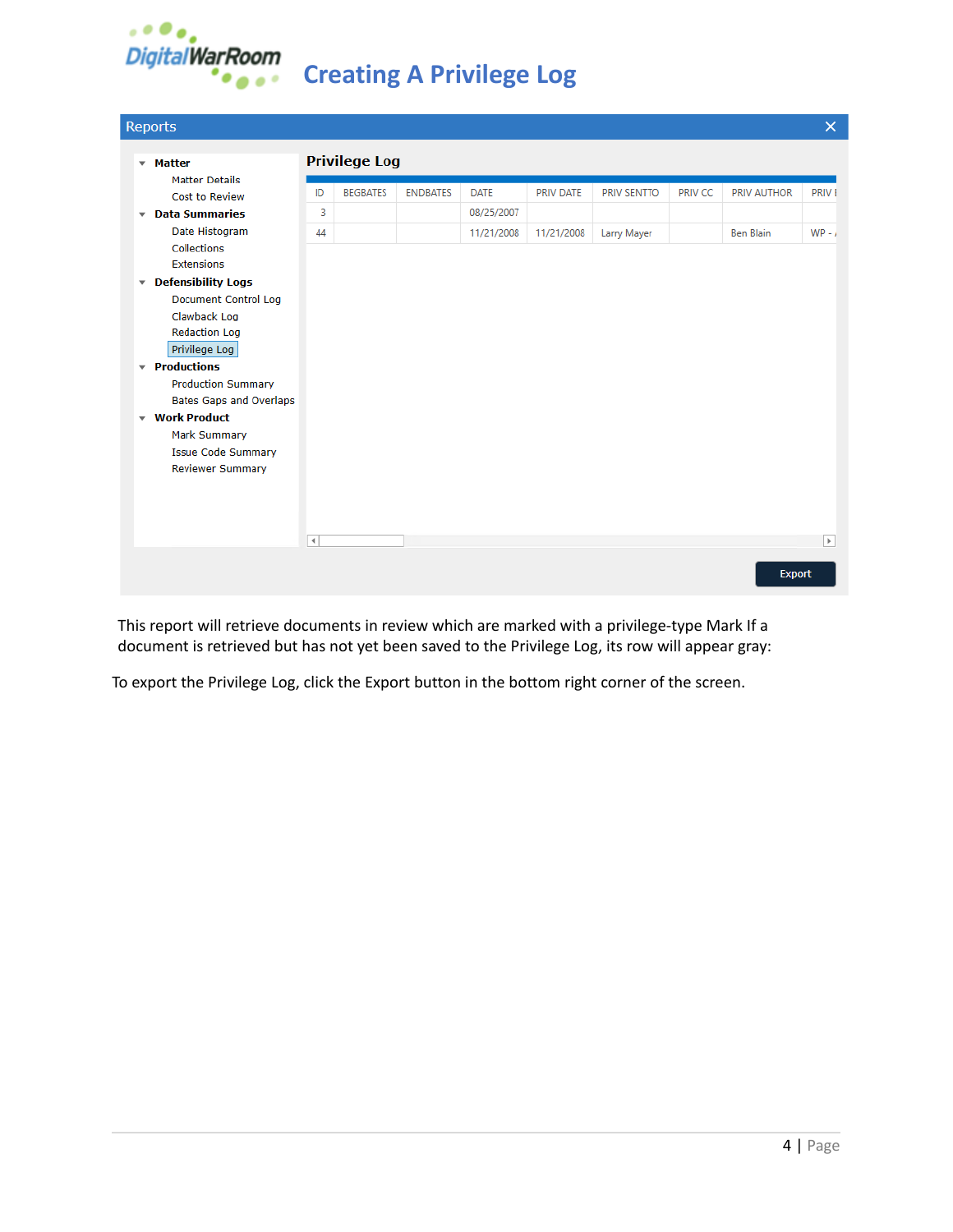# Creating A Privilege Log

Reports

**Matter**
- Matter Details
- Cost to Review

**Data Summaries**
- Date Histogram
- Collections
- Extensions

**Defensibility Logs**
- Document Control Log
- Clawback Log
- Redaction Log
- Privilege Log

**Productions**
- Production Summary
- Bates Gaps and Overlaps

**Work Product**
- Mark Summary
- Issue Code Summary
- Reviewer Summary

## Privilege Log

| ID | BEGBATES | ENDBATES | DATE | PRIV DATE | PRIV SENTTO | PRIV CC | PRIV AUTHOR | PRIV I |
|---|---|---|---|---|---|---|---|---|
| 3 | | | 08/25/2007 | | | | | |
| 44 | | | 11/21/2008 | 11/21/2008 | Larry Mayer | | Ben Blain | WP - / |

Export

This report will retrieve documents in review which are marked with a privilege-type Mark If a document is retrieved but has not yet been saved to the Privilege Log, its row will appear gray:

To export the Privilege Log, click the Export button in the bottom right corner of the screen.